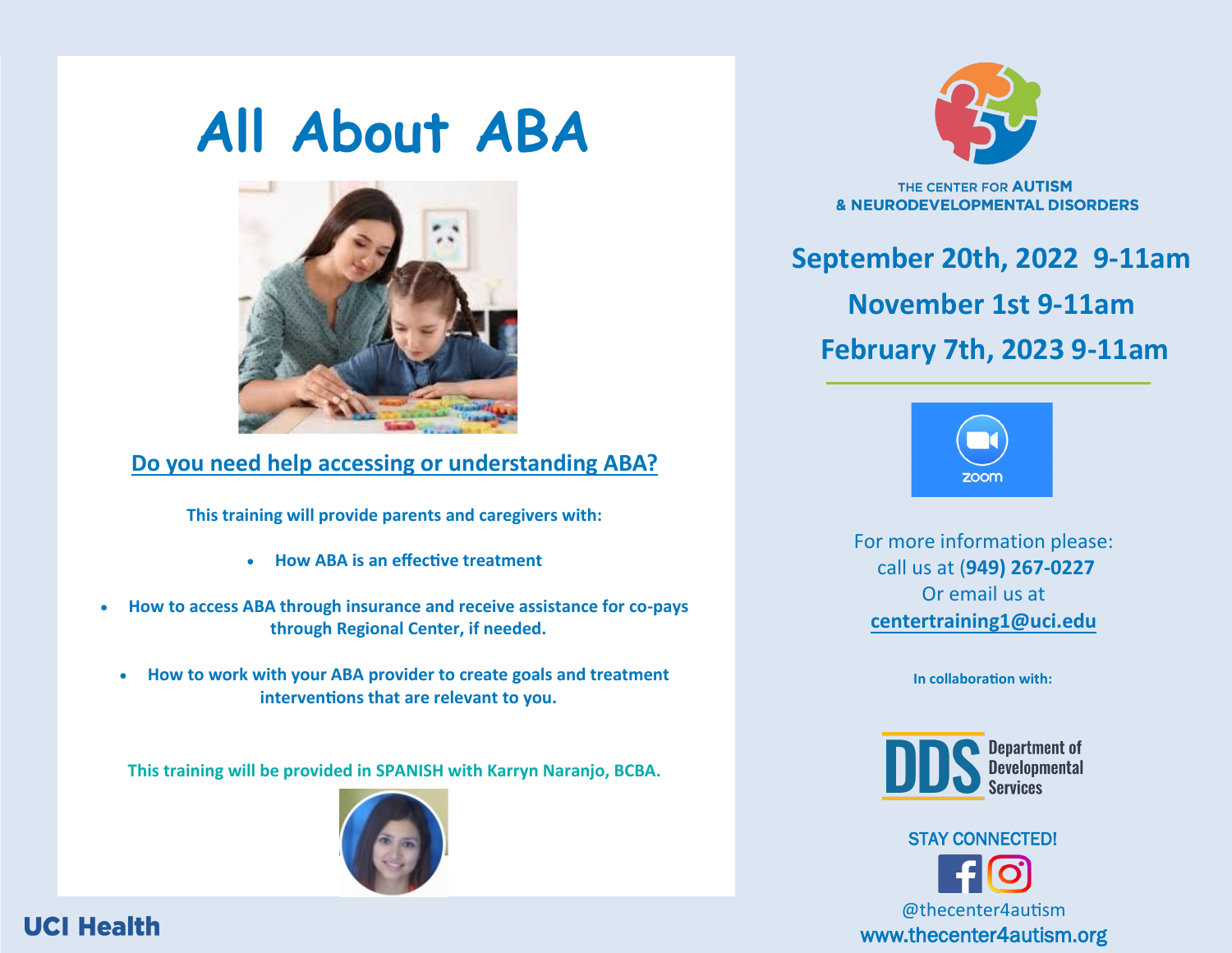# All About ABA

## Do you need help accessing or understanding ABA?

**This training will provide parents and caregivers with:**

- **How ABA is an effective treatment**
- **How to access ABA through insurance and receive assistance for co-pays through Regional Center, if needed.**
- **How to work with your ABA provider to create goals and treatment interventions that are relevant to you.**

**This training will be provided in SPANISH with Karryn Naranjo, BCBA.**

UCI Health

THE CENTER FOR **AUTISM**
**& NEURODEVELOPMENTAL DISORDERS**

**September 20th, 2022 9-11am**

**November 1st 9-11am**

**February 7th, 2023 9-11am**

zoom

For more information please:
call us at **(949) 267-0227**
Or email us at
**centertraining1@uci.edu**

**In collaboration with:**

DDS Department of Developmental Services

STAY CONNECTED!

@thecenter4autism

www.thecenter4autism.org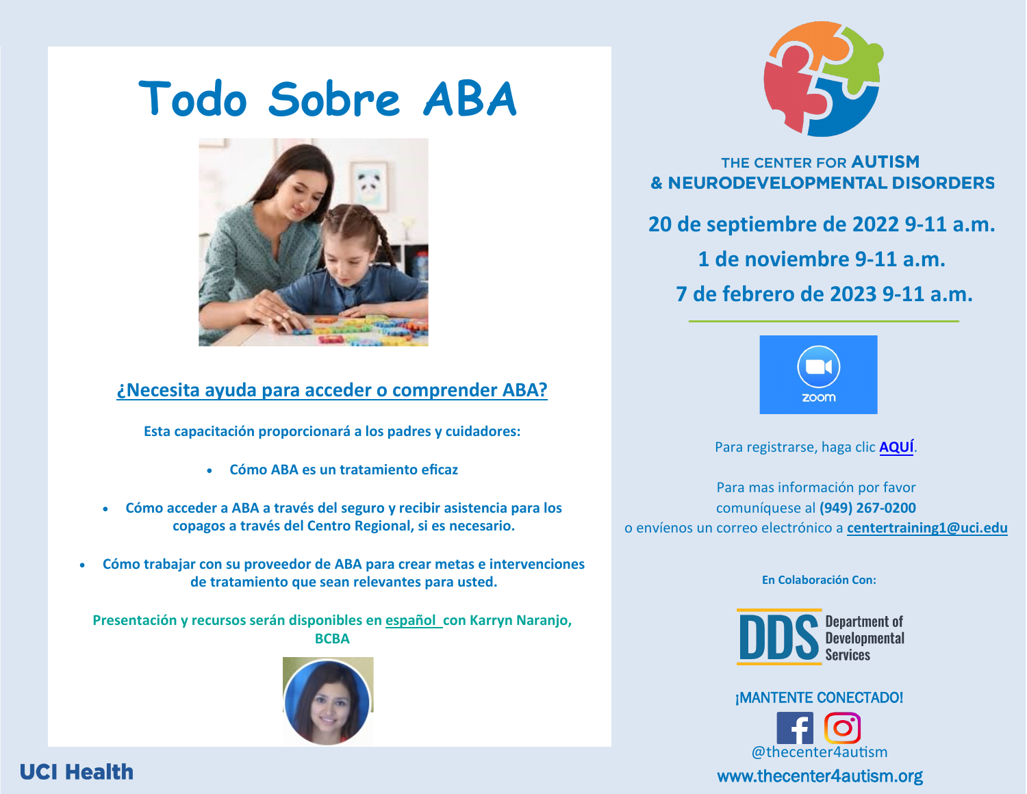# Todo Sobre ABA

## ¿Necesita ayuda para acceder o comprender ABA?

**Esta capacitación proporcionará a los padres y cuidadores:**

- **Cómo ABA es un tratamiento eficaz**
- **Cómo acceder a ABA a través del seguro y recibir asistencia para los copagos a través del Centro Regional, si es necesario.**
- **Cómo trabajar con su proveedor de ABA para crear metas e intervenciones de tratamiento que sean relevantes para usted.**

**Presentación y recursos serán disponibles en español con Karryn Naranjo, BCBA**

THE CENTER FOR **AUTISM**
**& NEURODEVELOPMENTAL DISORDERS**

**20 de septiembre de 2022 9-11 a.m.**

**1 de noviembre 9-11 a.m.**

**7 de febrero de 2023 9-11 a.m.**

zoom

Para registrarse, haga clic **AQUÍ**.

Para mas información por favor comuníquese al **(949) 267-0200** o envíenos un correo electrónico a **centertraining1@uci.edu**

**En Colaboración Con:**

DDS Department of Developmental Services

¡MANTENTE CONECTADO!

@thecenter4autism

www.thecenter4autism.org

UCI Health